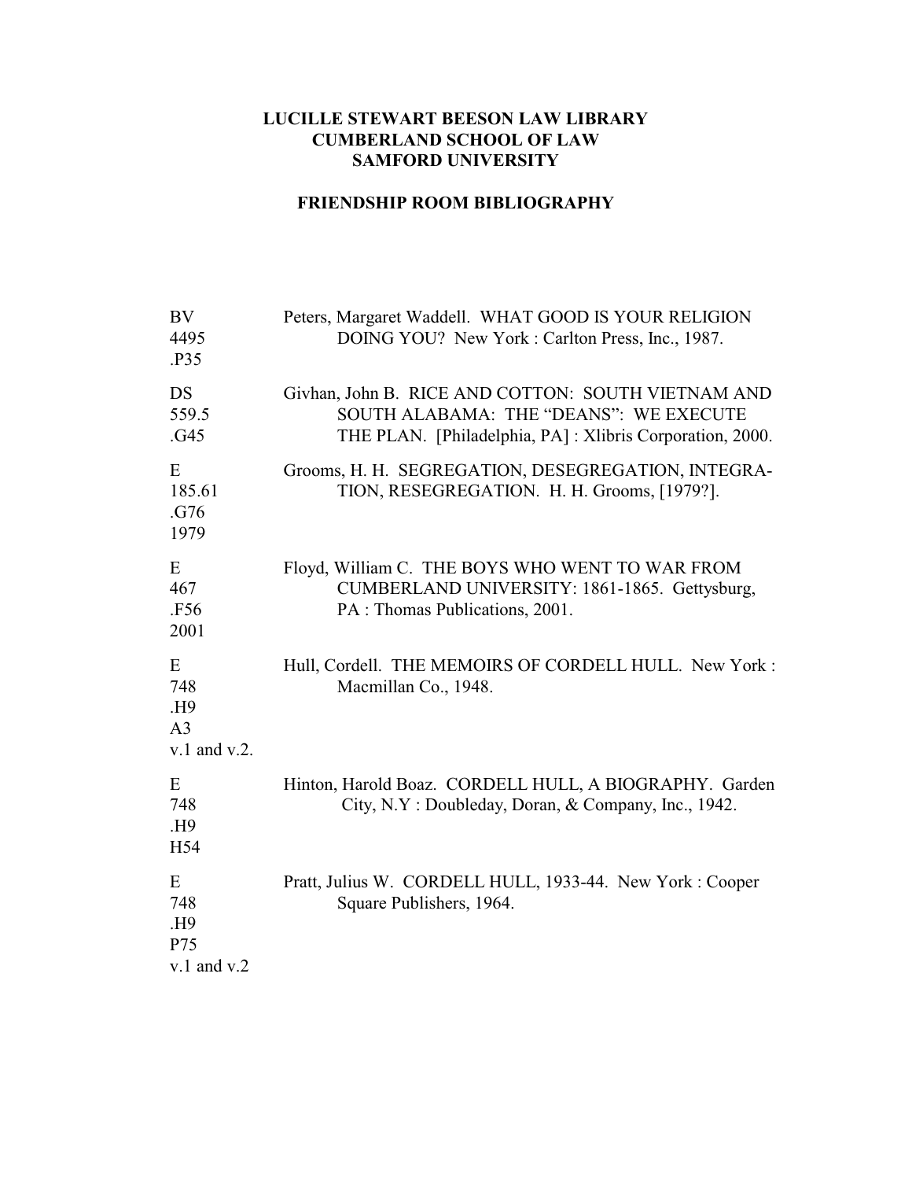**LUCILLE STEWART BEESON LAW LIBRARY**
**CUMBERLAND SCHOOL OF LAW**
**SAMFORD UNIVERSITY**

**FRIENDSHIP ROOM BIBLIOGRAPHY**

| Call Number | Citation |
|---|---|
| BV 4495 .P35 | Peters, Margaret Waddell. WHAT GOOD IS YOUR RELIGION DOING YOU? New York : Carlton Press, Inc., 1987. |
| DS 559.5 .G45 | Givhan, John B. RICE AND COTTON: SOUTH VIETNAM AND SOUTH ALABAMA: THE "DEANS": WE EXECUTE THE PLAN. [Philadelphia, PA] : Xlibris Corporation, 2000. |
| E 185.61 .G76 1979 | Grooms, H. H. SEGREGATION, DESEGREGATION, INTEGRATION, RESEGREGATION. H. H. Grooms, [1979?]. |
| E 467 .F56 2001 | Floyd, William C. THE BOYS WHO WENT TO WAR FROM CUMBERLAND UNIVERSITY: 1861-1865. Gettysburg, PA : Thomas Publications, 2001. |
| E 748 .H9 A3 v.1 and v.2. | Hull, Cordell. THE MEMOIRS OF CORDELL HULL. New York : Macmillan Co., 1948. |
| E 748 .H9 H54 | Hinton, Harold Boaz. CORDELL HULL, A BIOGRAPHY. Garden City, N.Y : Doubleday, Doran, & Company, Inc., 1942. |
| E 748 .H9 P75 v.1 and v.2 | Pratt, Julius W. CORDELL HULL, 1933-44. New York : Cooper Square Publishers, 1964. |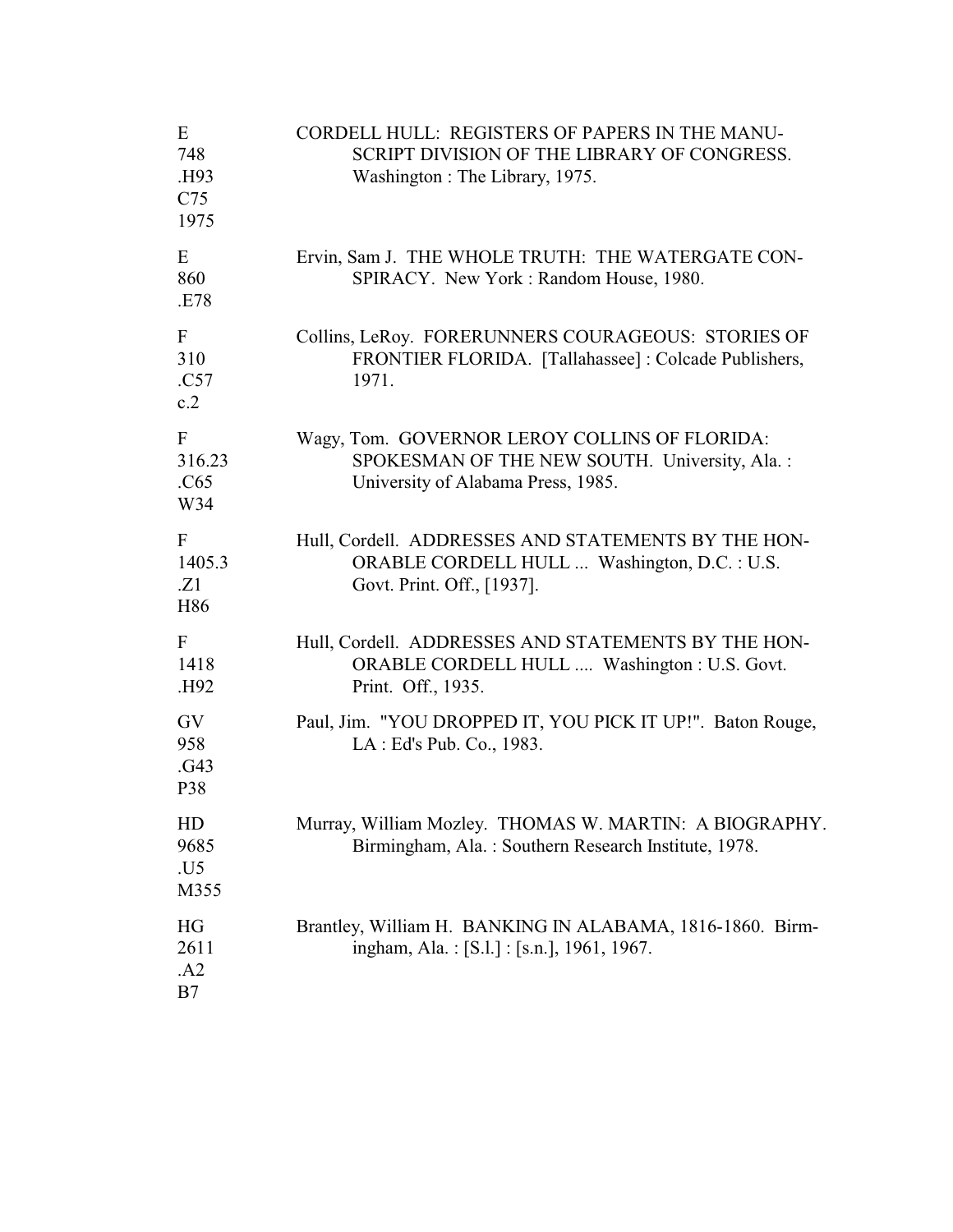| | |
|---|---|
| E<br>748<br>.H93<br>C75<br>1975 | CORDELL HULL: REGISTERS OF PAPERS IN THE MANU-SCRIPT DIVISION OF THE LIBRARY OF CONGRESS. Washington : The Library, 1975. |
| E<br>860<br>.E78 | Ervin, Sam J. THE WHOLE TRUTH: THE WATERGATE CON-SPIRACY. New York : Random House, 1980. |
| F<br>310<br>.C57<br>c.2 | Collins, LeRoy. FORERUNNERS COURAGEOUS: STORIES OF FRONTIER FLORIDA. [Tallahassee] : Colcade Publishers, 1971. |
| F<br>316.23<br>.C65<br>W34 | Wagy, Tom. GOVERNOR LEROY COLLINS OF FLORIDA: SPOKESMAN OF THE NEW SOUTH. University, Ala. : University of Alabama Press, 1985. |
| F<br>1405.3<br>.Z1<br>H86 | Hull, Cordell. ADDRESSES AND STATEMENTS BY THE HON-ORABLE CORDELL HULL ... Washington, D.C. : U.S. Govt. Print. Off., [1937]. |
| F<br>1418<br>.H92 | Hull, Cordell. ADDRESSES AND STATEMENTS BY THE HON-ORABLE CORDELL HULL .... Washington : U.S. Govt. Print. Off., 1935. |
| GV<br>958<br>.G43<br>P38 | Paul, Jim. "YOU DROPPED IT, YOU PICK IT UP!". Baton Rouge, LA : Ed's Pub. Co., 1983. |
| HD<br>9685<br>.U5<br>M355 | Murray, William Mozley. THOMAS W. MARTIN: A BIOGRAPHY. Birmingham, Ala. : Southern Research Institute, 1978. |
| HG<br>2611<br>.A2<br>B7 | Brantley, William H. BANKING IN ALABAMA, 1816-1860. Birm-ingham, Ala. : [S.l.] : [s.n.], 1961, 1967. |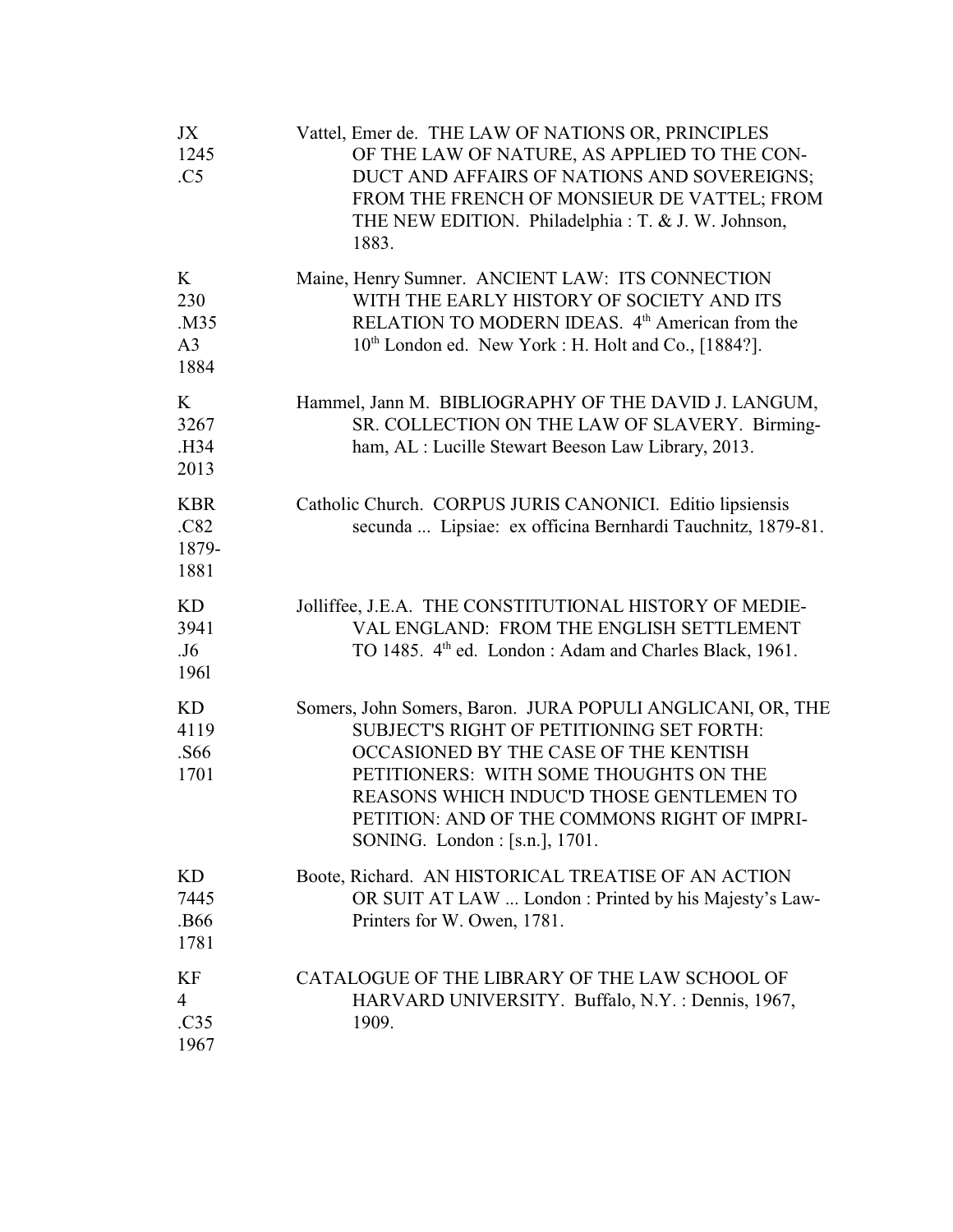| | |
|---|---|
| JX<br>1245<br>.C5 | Vattel, Emer de. THE LAW OF NATIONS OR, PRINCIPLES OF THE LAW OF NATURE, AS APPLIED TO THE CONDUCT AND AFFAIRS OF NATIONS AND SOVEREIGNS; FROM THE FRENCH OF MONSIEUR DE VATTEL; FROM THE NEW EDITION. Philadelphia : T. & J. W. Johnson, 1883. |
| K<br>230<br>.M35<br>A3<br>1884 | Maine, Henry Sumner. ANCIENT LAW: ITS CONNECTION WITH THE EARLY HISTORY OF SOCIETY AND ITS RELATION TO MODERN IDEAS. 4th American from the 10th London ed. New York : H. Holt and Co., [1884?]. |
| K<br>3267<br>.H34<br>2013 | Hammel, Jann M. BIBLIOGRAPHY OF THE DAVID J. LANGUM, SR. COLLECTION ON THE LAW OF SLAVERY. Birmingham, AL : Lucille Stewart Beeson Law Library, 2013. |
| KBR<br>.C82<br>1879-<br>1881 | Catholic Church. CORPUS JURIS CANONICI. Editio lipsiensis secunda ... Lipsiae: ex officina Bernhardi Tauchnitz, 1879-81. |
| KD<br>3941<br>.J6<br>196l | Jolliffee, J.E.A. THE CONSTITUTIONAL HISTORY OF MEDIEVAL ENGLAND: FROM THE ENGLISH SETTLEMENT TO 1485. 4th ed. London : Adam and Charles Black, 1961. |
| KD<br>4119<br>.S66<br>1701 | Somers, John Somers, Baron. JURA POPULI ANGLICANI, OR, THE SUBJECT'S RIGHT OF PETITIONING SET FORTH: OCCASIONED BY THE CASE OF THE KENTISH PETITIONERS: WITH SOME THOUGHTS ON THE REASONS WHICH INDUC'D THOSE GENTLEMEN TO PETITION: AND OF THE COMMONS RIGHT OF IMPRISONING. London : [s.n.], 1701. |
| KD<br>7445<br>.B66<br>1781 | Boote, Richard. AN HISTORICAL TREATISE OF AN ACTION OR SUIT AT LAW ... London : Printed by his Majesty's Law-Printers for W. Owen, 1781. |
| KF<br>4<br>.C35<br>1967 | CATALOGUE OF THE LIBRARY OF THE LAW SCHOOL OF HARVARD UNIVERSITY. Buffalo, N.Y. : Dennis, 1967, 1909. |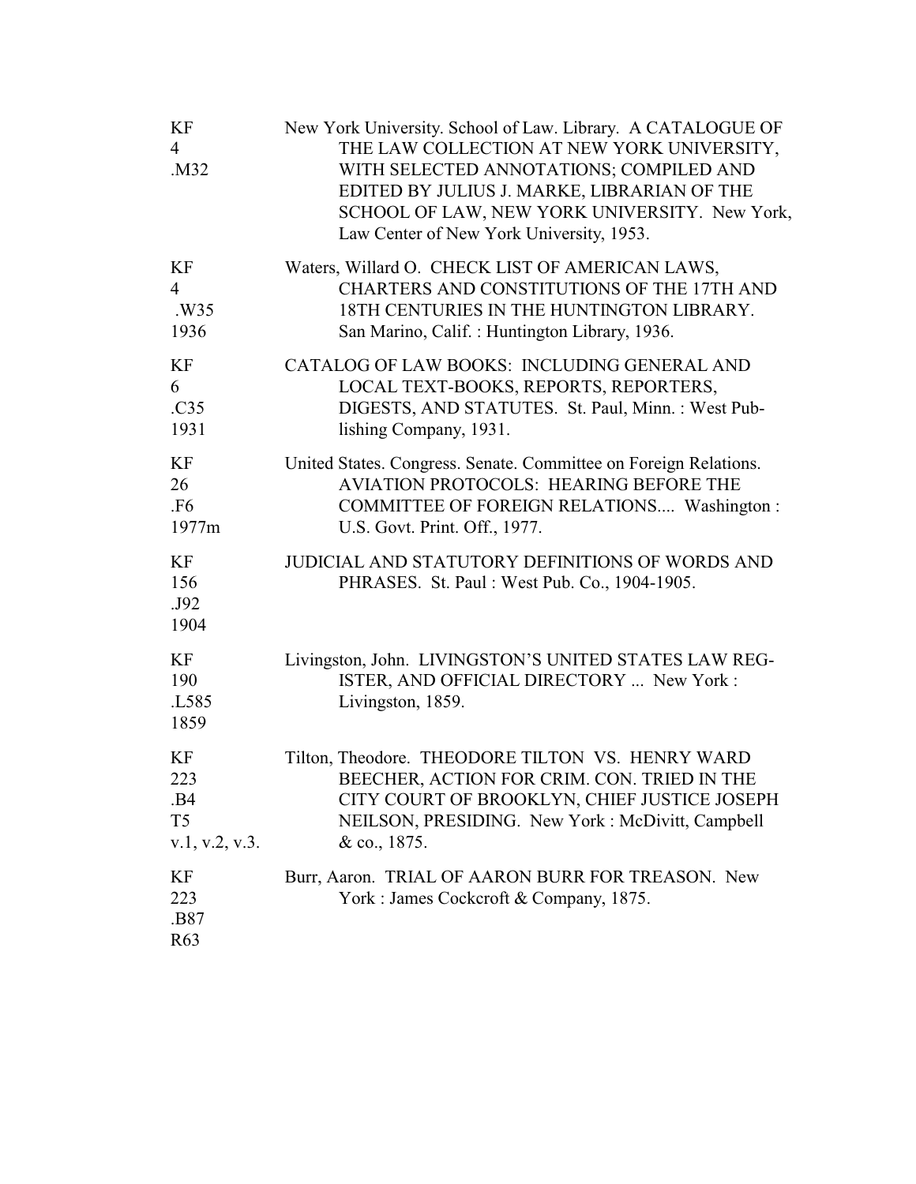| | |
|---|---|
| KF<br>4<br>.M32 | New York University. School of Law. Library. A CATALOGUE OF THE LAW COLLECTION AT NEW YORK UNIVERSITY, WITH SELECTED ANNOTATIONS; COMPILED AND EDITED BY JULIUS J. MARKE, LIBRARIAN OF THE SCHOOL OF LAW, NEW YORK UNIVERSITY. New York, Law Center of New York University, 1953. |
| KF<br>4<br>.W35<br>1936 | Waters, Willard O. CHECK LIST OF AMERICAN LAWS, CHARTERS AND CONSTITUTIONS OF THE 17TH AND 18TH CENTURIES IN THE HUNTINGTON LIBRARY. San Marino, Calif. : Huntington Library, 1936. |
| KF<br>6<br>.C35<br>1931 | CATALOG OF LAW BOOKS: INCLUDING GENERAL AND LOCAL TEXT-BOOKS, REPORTS, REPORTERS, DIGESTS, AND STATUTES. St. Paul, Minn. : West Publishing Company, 1931. |
| KF<br>26<br>.F6<br>1977m | United States. Congress. Senate. Committee on Foreign Relations. AVIATION PROTOCOLS: HEARING BEFORE THE COMMITTEE OF FOREIGN RELATIONS.... Washington : U.S. Govt. Print. Off., 1977. |
| KF<br>156<br>.J92<br>1904 | JUDICIAL AND STATUTORY DEFINITIONS OF WORDS AND PHRASES. St. Paul : West Pub. Co., 1904-1905. |
| KF<br>190<br>.L585<br>1859 | Livingston, John. LIVINGSTON'S UNITED STATES LAW REGISTER, AND OFFICIAL DIRECTORY ... New York : Livingston, 1859. |
| KF<br>223<br>.B4<br>T5<br>v.1, v.2, v.3. | Tilton, Theodore. THEODORE TILTON VS. HENRY WARD BEECHER, ACTION FOR CRIM. CON. TRIED IN THE CITY COURT OF BROOKLYN, CHIEF JUSTICE JOSEPH NEILSON, PRESIDING. New York : McDivitt, Campbell & co., 1875. |
| KF<br>223<br>.B87<br>R63 | Burr, Aaron. TRIAL OF AARON BURR FOR TREASON. New York : James Cockcroft & Company, 1875. |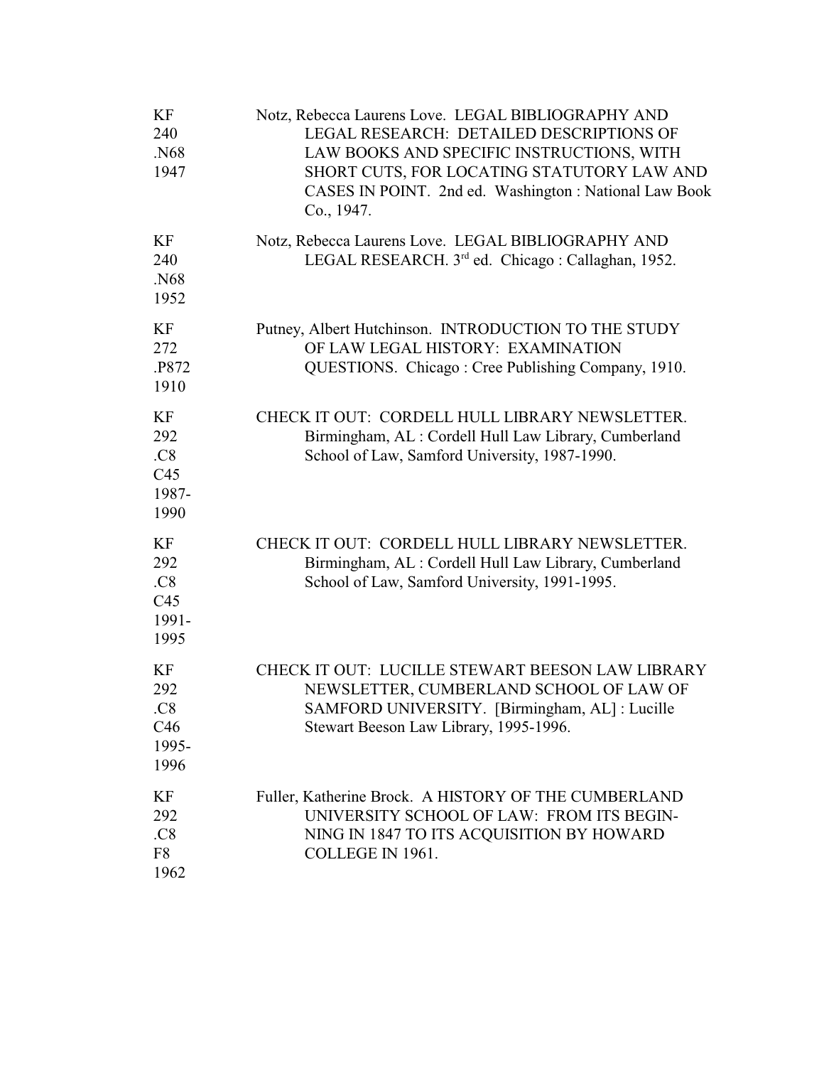| | |
|---|---|
| KF 240 .N68 1947 | Notz, Rebecca Laurens Love. LEGAL BIBLIOGRAPHY AND LEGAL RESEARCH: DETAILED DESCRIPTIONS OF LAW BOOKS AND SPECIFIC INSTRUCTIONS, WITH SHORT CUTS, FOR LOCATING STATUTORY LAW AND CASES IN POINT. 2nd ed. Washington : National Law Book Co., 1947. |
| KF 240 .N68 1952 | Notz, Rebecca Laurens Love. LEGAL BIBLIOGRAPHY AND LEGAL RESEARCH. 3rd ed. Chicago : Callaghan, 1952. |
| KF 272 .P872 1910 | Putney, Albert Hutchinson. INTRODUCTION TO THE STUDY OF LAW LEGAL HISTORY: EXAMINATION QUESTIONS. Chicago : Cree Publishing Company, 1910. |
| KF 292 .C8 C45 1987-1990 | CHECK IT OUT: CORDELL HULL LIBRARY NEWSLETTER. Birmingham, AL : Cordell Hull Law Library, Cumberland School of Law, Samford University, 1987-1990. |
| KF 292 .C8 C45 1991-1995 | CHECK IT OUT: CORDELL HULL LIBRARY NEWSLETTER. Birmingham, AL : Cordell Hull Law Library, Cumberland School of Law, Samford University, 1991-1995. |
| KF 292 .C8 C46 1995-1996 | CHECK IT OUT: LUCILLE STEWART BEESON LAW LIBRARY NEWSLETTER, CUMBERLAND SCHOOL OF LAW OF SAMFORD UNIVERSITY. [Birmingham, AL] : Lucille Stewart Beeson Law Library, 1995-1996. |
| KF 292 .C8 F8 1962 | Fuller, Katherine Brock. A HISTORY OF THE CUMBERLAND UNIVERSITY SCHOOL OF LAW: FROM ITS BEGINNING IN 1847 TO ITS ACQUISITION BY HOWARD COLLEGE IN 1961. |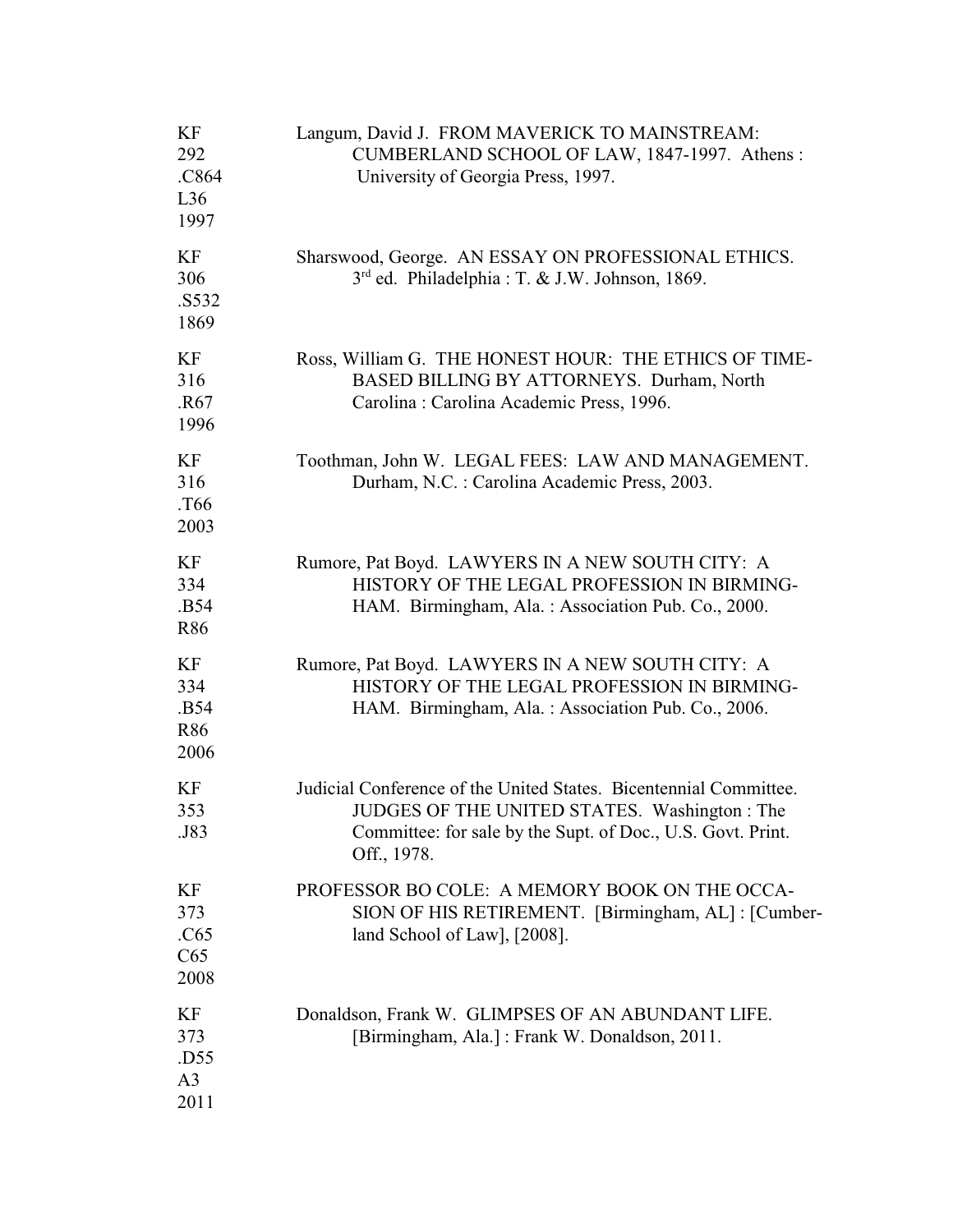KF
292
.C864
L36
1997

Langum, David J. FROM MAVERICK TO MAINSTREAM: CUMBERLAND SCHOOL OF LAW, 1847-1997. Athens : University of Georgia Press, 1997.

KF
306
.S532
1869

Sharswood, George. AN ESSAY ON PROFESSIONAL ETHICS. 3rd ed. Philadelphia : T. & J.W. Johnson, 1869.

KF
316
.R67
1996

Ross, William G. THE HONEST HOUR: THE ETHICS OF TIME-BASED BILLING BY ATTORNEYS. Durham, North Carolina : Carolina Academic Press, 1996.

KF
316
.T66
2003

Toothman, John W. LEGAL FEES: LAW AND MANAGEMENT. Durham, N.C. : Carolina Academic Press, 2003.

KF
334
.B54
R86

Rumore, Pat Boyd. LAWYERS IN A NEW SOUTH CITY: A HISTORY OF THE LEGAL PROFESSION IN BIRMING-HAM. Birmingham, Ala. : Association Pub. Co., 2000.

KF
334
.B54
R86
2006

Rumore, Pat Boyd. LAWYERS IN A NEW SOUTH CITY: A HISTORY OF THE LEGAL PROFESSION IN BIRMING-HAM. Birmingham, Ala. : Association Pub. Co., 2006.

KF
353
.J83

Judicial Conference of the United States. Bicentennial Committee. JUDGES OF THE UNITED STATES. Washington : The Committee: for sale by the Supt. of Doc., U.S. Govt. Print. Off., 1978.

KF
373
.C65
C65
2008

PROFESSOR BO COLE: A MEMORY BOOK ON THE OCCA-SION OF HIS RETIREMENT. [Birmingham, AL] : [Cumber-land School of Law], [2008].

KF
373
.D55
A3
2011

Donaldson, Frank W. GLIMPSES OF AN ABUNDANT LIFE. [Birmingham, Ala.] : Frank W. Donaldson, 2011.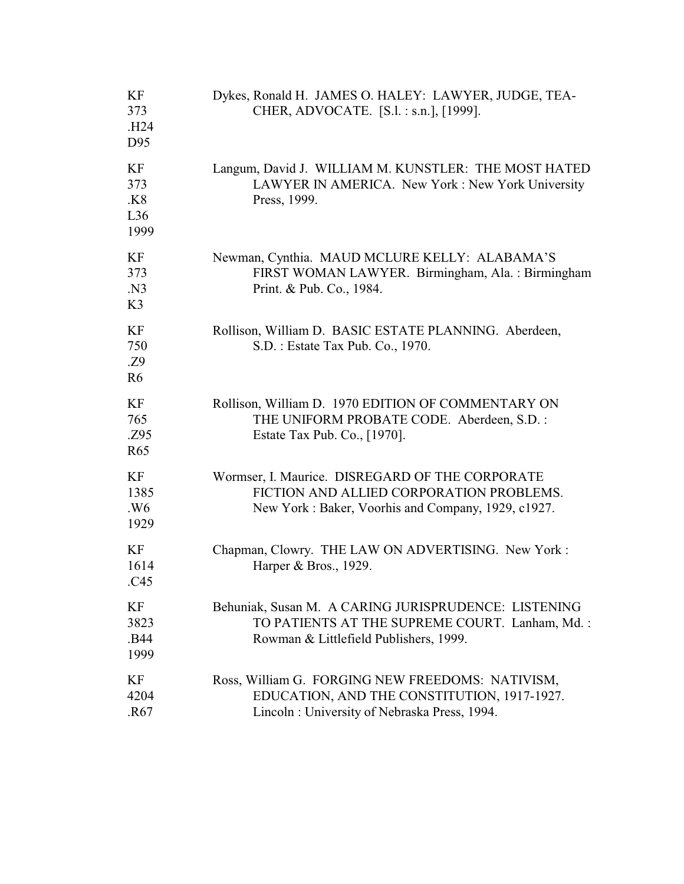| Call Number | Entry |
|---|---|
| KF 373 .H24 D95 | Dykes, Ronald H. JAMES O. HALEY: LAWYER, JUDGE, TEACHER, ADVOCATE. [S.l. : s.n.], [1999]. |
| KF 373 .K8 L36 1999 | Langum, David J. WILLIAM M. KUNSTLER: THE MOST HATED LAWYER IN AMERICA. New York : New York University Press, 1999. |
| KF 373 .N3 K3 | Newman, Cynthia. MAUD MCLURE KELLY: ALABAMA'S FIRST WOMAN LAWYER. Birmingham, Ala. : Birmingham Print. & Pub. Co., 1984. |
| KF 750 .Z9 R6 | Rollison, William D. BASIC ESTATE PLANNING. Aberdeen, S.D. : Estate Tax Pub. Co., 1970. |
| KF 765 .Z95 R65 | Rollison, William D. 1970 EDITION OF COMMENTARY ON THE UNIFORM PROBATE CODE. Aberdeen, S.D. : Estate Tax Pub. Co., [1970]. |
| KF 1385 .W6 1929 | Wormser, I. Maurice. DISREGARD OF THE CORPORATE FICTION AND ALLIED CORPORATION PROBLEMS. New York : Baker, Voorhis and Company, 1929, c1927. |
| KF 1614 .C45 | Chapman, Clowry. THE LAW ON ADVERTISING. New York : Harper & Bros., 1929. |
| KF 3823 .B44 1999 | Behuniak, Susan M. A CARING JURISPRUDENCE: LISTENING TO PATIENTS AT THE SUPREME COURT. Lanham, Md. : Rowman & Littlefield Publishers, 1999. |
| KF 4204 .R67 | Ross, William G. FORGING NEW FREEDOMS: NATIVISM, EDUCATION, AND THE CONSTITUTION, 1917-1927. Lincoln : University of Nebraska Press, 1994. |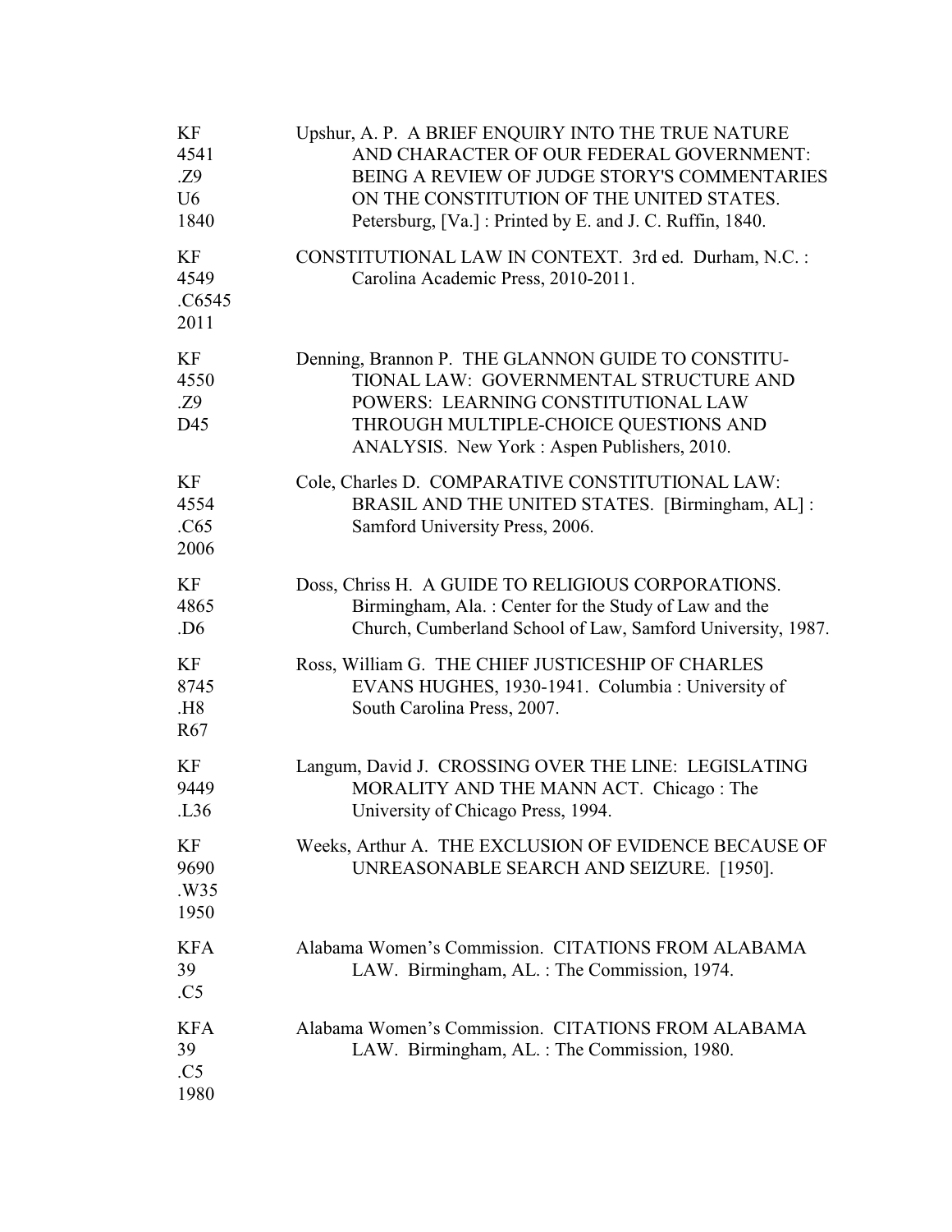| Call Number | Entry |
|---|---|
| KF 4541 .Z9 U6 1840 | Upshur, A. P. A BRIEF ENQUIRY INTO THE TRUE NATURE AND CHARACTER OF OUR FEDERAL GOVERNMENT: BEING A REVIEW OF JUDGE STORY'S COMMENTARIES ON THE CONSTITUTION OF THE UNITED STATES. Petersburg, [Va.] : Printed by E. and J. C. Ruffin, 1840. |
| KF 4549 .C6545 2011 | CONSTITUTIONAL LAW IN CONTEXT. 3rd ed. Durham, N.C. : Carolina Academic Press, 2010-2011. |
| KF 4550 .Z9 D45 | Denning, Brannon P. THE GLANNON GUIDE TO CONSTITU-TIONAL LAW: GOVERNMENTAL STRUCTURE AND POWERS: LEARNING CONSTITUTIONAL LAW THROUGH MULTIPLE-CHOICE QUESTIONS AND ANALYSIS. New York : Aspen Publishers, 2010. |
| KF 4554 .C65 2006 | Cole, Charles D. COMPARATIVE CONSTITUTIONAL LAW: BRASIL AND THE UNITED STATES. [Birmingham, AL] : Samford University Press, 2006. |
| KF 4865 .D6 | Doss, Chriss H. A GUIDE TO RELIGIOUS CORPORATIONS. Birmingham, Ala. : Center for the Study of Law and the Church, Cumberland School of Law, Samford University, 1987. |
| KF 8745 .H8 R67 | Ross, William G. THE CHIEF JUSTICESHIP OF CHARLES EVANS HUGHES, 1930-1941. Columbia : University of South Carolina Press, 2007. |
| KF 9449 .L36 | Langum, David J. CROSSING OVER THE LINE: LEGISLATING MORALITY AND THE MANN ACT. Chicago : The University of Chicago Press, 1994. |
| KF 9690 .W35 1950 | Weeks, Arthur A. THE EXCLUSION OF EVIDENCE BECAUSE OF UNREASONABLE SEARCH AND SEIZURE. [1950]. |
| KFA 39 .C5 | Alabama Women's Commission. CITATIONS FROM ALABAMA LAW. Birmingham, AL. : The Commission, 1974. |
| KFA 39 .C5 1980 | Alabama Women's Commission. CITATIONS FROM ALABAMA LAW. Birmingham, AL. : The Commission, 1980. |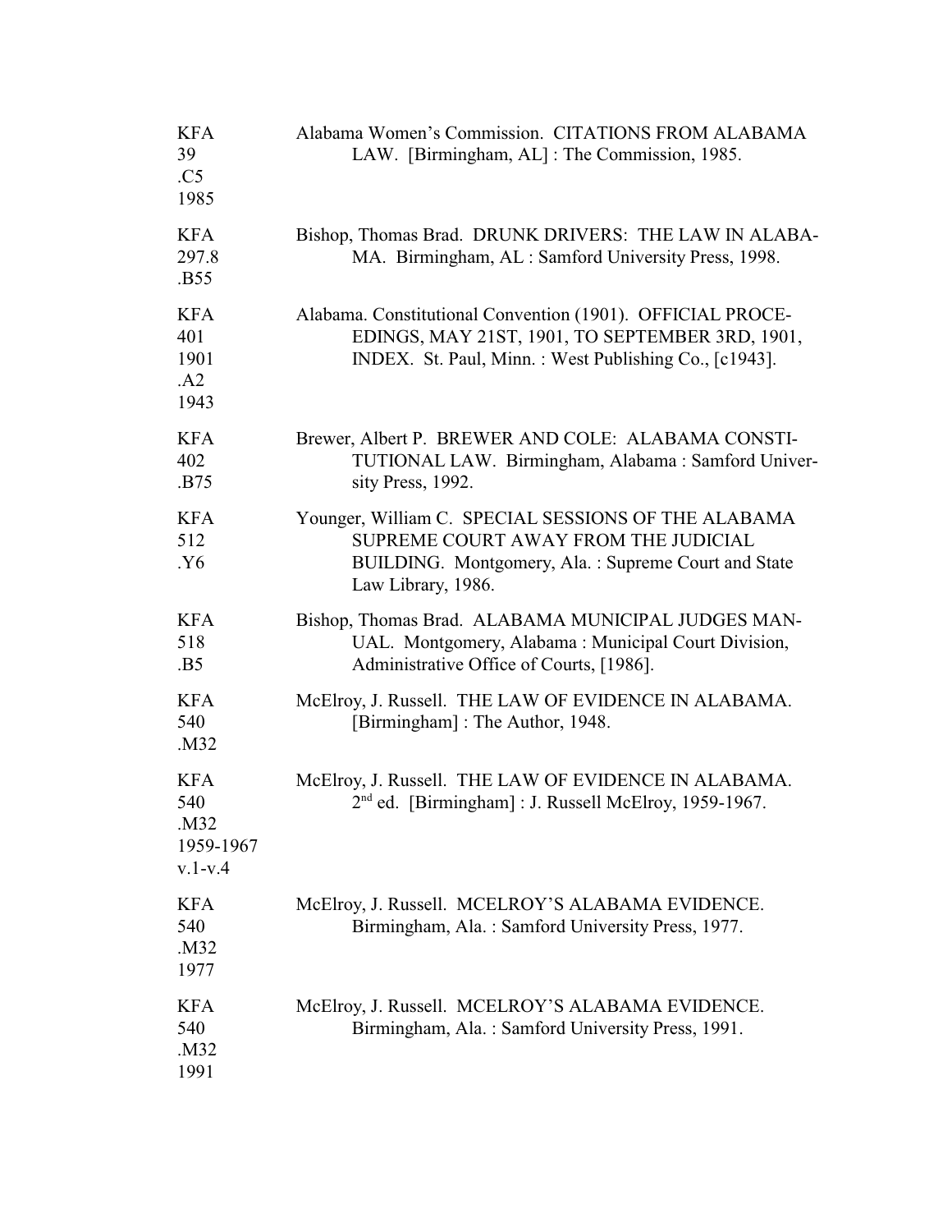| | |
|---|---|
| KFA<br>39<br>.C5<br>1985 | Alabama Women's Commission. CITATIONS FROM ALABAMA LAW. [Birmingham, AL] : The Commission, 1985. |
| KFA<br>297.8<br>.B55 | Bishop, Thomas Brad. DRUNK DRIVERS: THE LAW IN ALABAMA. Birmingham, AL : Samford University Press, 1998. |
| KFA<br>401<br>1901<br>.A2<br>1943 | Alabama. Constitutional Convention (1901). OFFICIAL PROCEEDINGS, MAY 21ST, 1901, TO SEPTEMBER 3RD, 1901, INDEX. St. Paul, Minn. : West Publishing Co., [c1943]. |
| KFA<br>402<br>.B75 | Brewer, Albert P. BREWER AND COLE: ALABAMA CONSTITUTIONAL LAW. Birmingham, Alabama : Samford University Press, 1992. |
| KFA<br>512<br>.Y6 | Younger, William C. SPECIAL SESSIONS OF THE ALABAMA SUPREME COURT AWAY FROM THE JUDICIAL BUILDING. Montgomery, Ala. : Supreme Court and State Law Library, 1986. |
| KFA<br>518<br>.B5 | Bishop, Thomas Brad. ALABAMA MUNICIPAL JUDGES MANUAL. Montgomery, Alabama : Municipal Court Division, Administrative Office of Courts, [1986]. |
| KFA<br>540<br>.M32 | McElroy, J. Russell. THE LAW OF EVIDENCE IN ALABAMA. [Birmingham] : The Author, 1948. |
| KFA<br>540<br>.M32<br>1959-1967<br>v.1-v.4 | McElroy, J. Russell. THE LAW OF EVIDENCE IN ALABAMA. 2nd ed. [Birmingham] : J. Russell McElroy, 1959-1967. |
| KFA<br>540<br>.M32<br>1977 | McElroy, J. Russell. MCELROY'S ALABAMA EVIDENCE. Birmingham, Ala. : Samford University Press, 1977. |
| KFA<br>540<br>.M32<br>1991 | McElroy, J. Russell. MCELROY'S ALABAMA EVIDENCE. Birmingham, Ala. : Samford University Press, 1991. |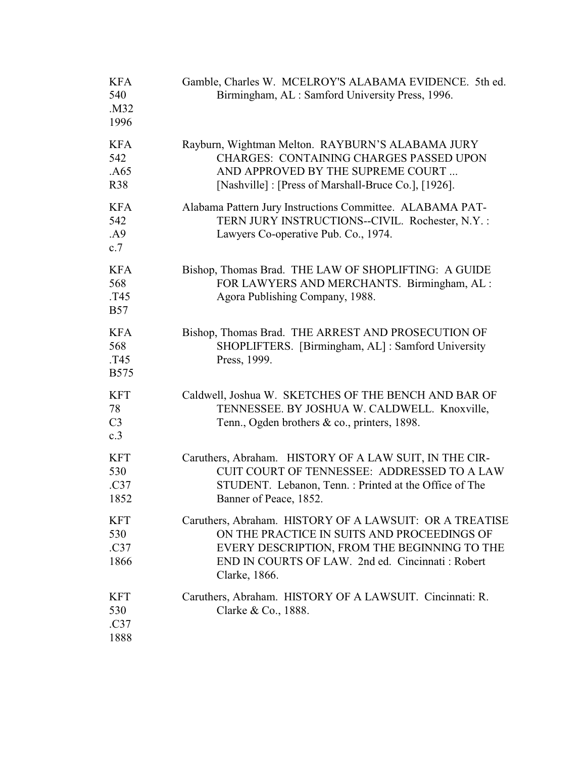| | |
|---|---|
| KFA<br>540<br>.M32<br>1996 | Gamble, Charles W. MCELROY'S ALABAMA EVIDENCE. 5th ed. Birmingham, AL : Samford University Press, 1996. |
| KFA<br>542<br>.A65<br>R38 | Rayburn, Wightman Melton. RAYBURN'S ALABAMA JURY CHARGES: CONTAINING CHARGES PASSED UPON AND APPROVED BY THE SUPREME COURT ... [Nashville] : [Press of Marshall-Bruce Co.], [1926]. |
| KFA<br>542<br>.A9<br>c.7 | Alabama Pattern Jury Instructions Committee. ALABAMA PATTERN JURY INSTRUCTIONS--CIVIL. Rochester, N.Y. : Lawyers Co-operative Pub. Co., 1974. |
| KFA<br>568<br>.T45<br>B57 | Bishop, Thomas Brad. THE LAW OF SHOPLIFTING: A GUIDE FOR LAWYERS AND MERCHANTS. Birmingham, AL : Agora Publishing Company, 1988. |
| KFA<br>568<br>.T45<br>B575 | Bishop, Thomas Brad. THE ARREST AND PROSECUTION OF SHOPLIFTERS. [Birmingham, AL] : Samford University Press, 1999. |
| KFT<br>78<br>C3<br>c.3 | Caldwell, Joshua W. SKETCHES OF THE BENCH AND BAR OF TENNESSEE. BY JOSHUA W. CALDWELL. Knoxville, Tenn., Ogden brothers & co., printers, 1898. |
| KFT<br>530<br>.C37<br>1852 | Caruthers, Abraham. HISTORY OF A LAW SUIT, IN THE CIRCUIT COURT OF TENNESSEE: ADDRESSED TO A LAW STUDENT. Lebanon, Tenn. : Printed at the Office of The Banner of Peace, 1852. |
| KFT<br>530<br>.C37<br>1866 | Caruthers, Abraham. HISTORY OF A LAWSUIT: OR A TREATISE ON THE PRACTICE IN SUITS AND PROCEEDINGS OF EVERY DESCRIPTION, FROM THE BEGINNING TO THE END IN COURTS OF LAW. 2nd ed. Cincinnati : Robert Clarke, 1866. |
| KFT<br>530<br>.C37<br>1888 | Caruthers, Abraham. HISTORY OF A LAWSUIT. Cincinnati: R. Clarke & Co., 1888. |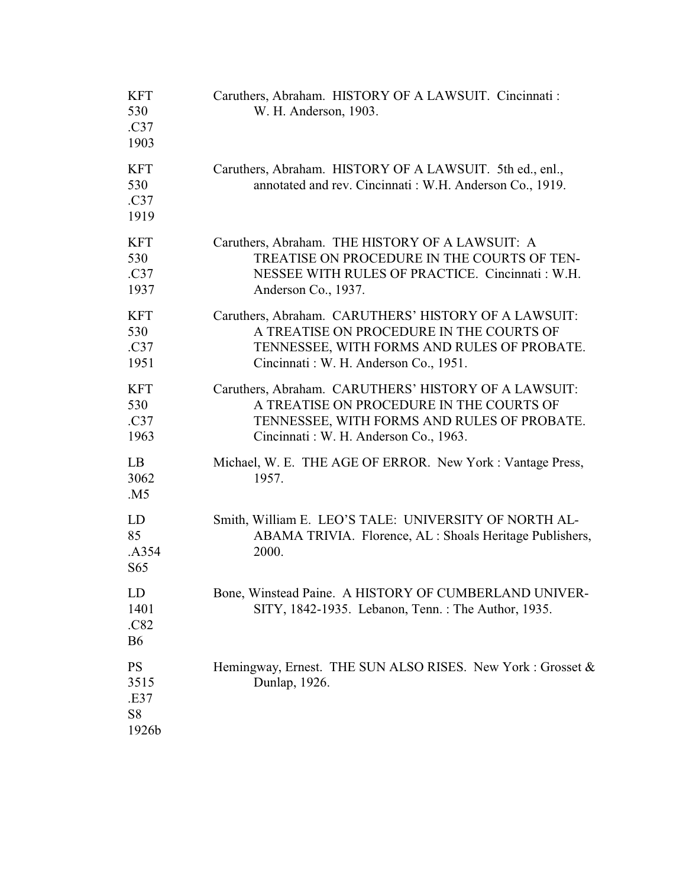| | |
|---|---|
| KFT 530 .C37 1903 | Caruthers, Abraham. HISTORY OF A LAWSUIT. Cincinnati : W. H. Anderson, 1903. |
| KFT 530 .C37 1919 | Caruthers, Abraham. HISTORY OF A LAWSUIT. 5th ed., enl., annotated and rev. Cincinnati : W.H. Anderson Co., 1919. |
| KFT 530 .C37 1937 | Caruthers, Abraham. THE HISTORY OF A LAWSUIT: A TREATISE ON PROCEDURE IN THE COURTS OF TEN-NESSEE WITH RULES OF PRACTICE. Cincinnati : W.H. Anderson Co., 1937. |
| KFT 530 .C37 1951 | Caruthers, Abraham. CARUTHERS' HISTORY OF A LAWSUIT: A TREATISE ON PROCEDURE IN THE COURTS OF TENNESSEE, WITH FORMS AND RULES OF PROBATE. Cincinnati : W. H. Anderson Co., 1951. |
| KFT 530 .C37 1963 | Caruthers, Abraham. CARUTHERS' HISTORY OF A LAWSUIT: A TREATISE ON PROCEDURE IN THE COURTS OF TENNESSEE, WITH FORMS AND RULES OF PROBATE. Cincinnati : W. H. Anderson Co., 1963. |
| LB 3062 .M5 | Michael, W. E. THE AGE OF ERROR. New York : Vantage Press, 1957. |
| LD 85 .A354 S65 | Smith, William E. LEO'S TALE: UNIVERSITY OF NORTH AL-ABAMA TRIVIA. Florence, AL : Shoals Heritage Publishers, 2000. |
| LD 1401 .C82 B6 | Bone, Winstead Paine. A HISTORY OF CUMBERLAND UNIVER-SITY, 1842-1935. Lebanon, Tenn. : The Author, 1935. |
| PS 3515 .E37 S8 1926b | Hemingway, Ernest. THE SUN ALSO RISES. New York : Grosset & Dunlap, 1926. |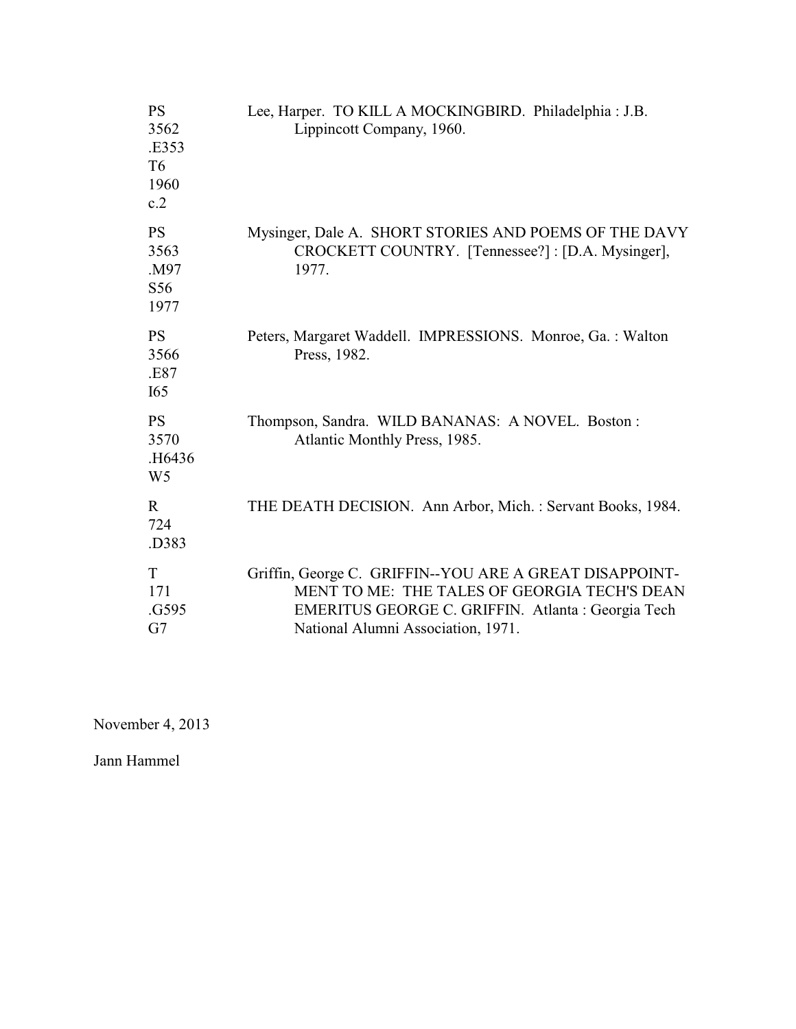| | |
|---|---|
| PS<br>3562<br>.E353<br>T6<br>1960<br>c.2 | Lee, Harper. TO KILL A MOCKINGBIRD. Philadelphia : J.B. Lippincott Company, 1960. |
| PS<br>3563<br>.M97<br>S56<br>1977 | Mysinger, Dale A. SHORT STORIES AND POEMS OF THE DAVY CROCKETT COUNTRY. [Tennessee?] : [D.A. Mysinger], 1977. |
| PS<br>3566<br>.E87<br>I65 | Peters, Margaret Waddell. IMPRESSIONS. Monroe, Ga. : Walton Press, 1982. |
| PS<br>3570<br>.H6436<br>W5 | Thompson, Sandra. WILD BANANAS: A NOVEL. Boston : Atlantic Monthly Press, 1985. |
| R<br>724<br>.D383 | THE DEATH DECISION. Ann Arbor, Mich. : Servant Books, 1984. |
| T<br>171<br>.G595<br>G7 | Griffin, George C. GRIFFIN--YOU ARE A GREAT DISAPPOINT-MENT TO ME: THE TALES OF GEORGIA TECH'S DEAN EMERITUS GEORGE C. GRIFFIN. Atlanta : Georgia Tech National Alumni Association, 1971. |

November 4, 2013

Jann Hammel